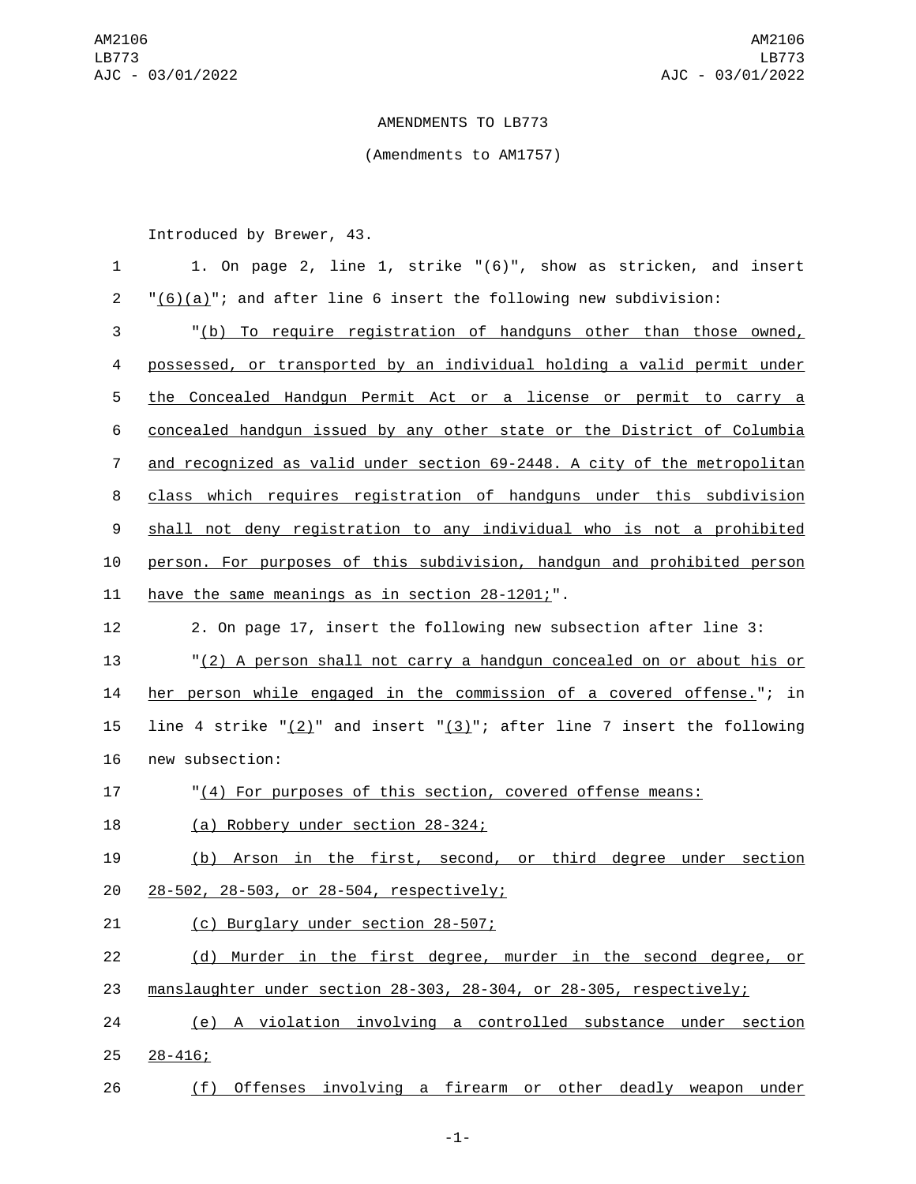AMENDMENTS TO LB773

(Amendments to AM1757)

Introduced by Brewer, 43.

1. On page 2, line 1, strike "(6)", show as stricken, and insert "(6)(a)"; and after line 6 insert the following new subdivision:

"(b) To require registration of handguns other than those owned, possessed, or transported by an individual holding a valid permit under the Concealed Handgun Permit Act or a license or permit to carry a concealed handgun issued by any other state or the District of Columbia and recognized as valid under section 69-2448. A city of the metropolitan class which requires registration of handguns under this subdivision shall not deny registration to any individual who is not a prohibited person. For purposes of this subdivision, handgun and prohibited person have the same meanings as in section 28-1201;".

2. On page 17, insert the following new subsection after line 3:

"(2) A person shall not carry a handgun concealed on or about his or her person while engaged in the commission of a covered offense."; in line 4 strike "(2)" and insert "(3)"; after line 7 insert the following new subsection:

"(4) For purposes of this section, covered offense means:

(a) Robbery under section 28-324;

(b) Arson in the first, second, or third degree under section 28-502, 28-503, or 28-504, respectively;

(c) Burglary under section 28-507;

(d) Murder in the first degree, murder in the second degree, or manslaughter under section 28-303, 28-304, or 28-305, respectively;

(e) A violation involving a controlled substance under section 28-416;

(f) Offenses involving a firearm or other deadly weapon under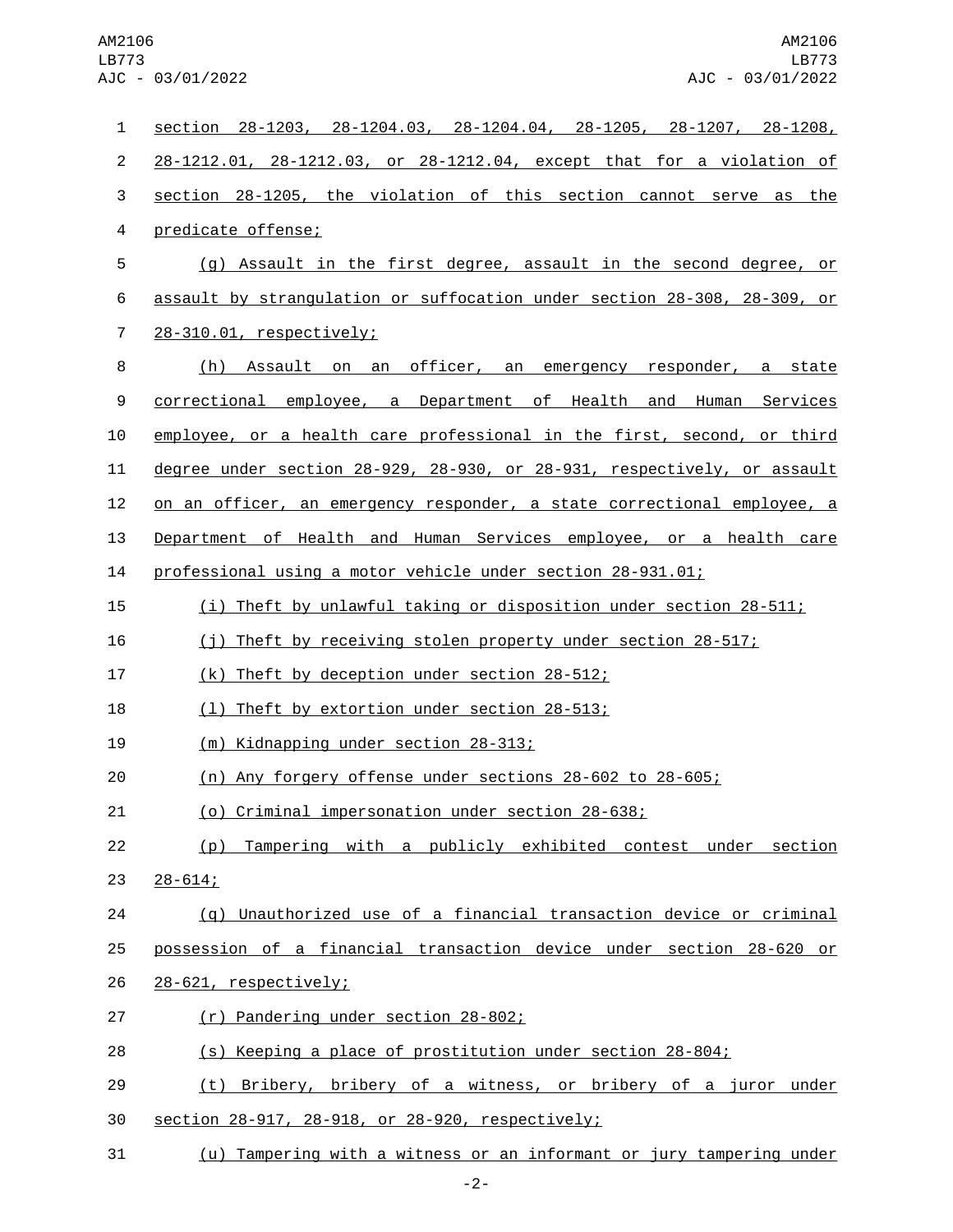section 28-1203, 28-1204.03, 28-1204.04, 28-1205, 28-1207, 28-1208, 28-1212.01, 28-1212.03, or 28-1212.04, except that for a violation of section 28-1205, the violation of this section cannot serve as the predicate offense;

(g) Assault in the first degree, assault in the second degree, or assault by strangulation or suffocation under section 28-308, 28-309, or 28-310.01, respectively;

(h) Assault on an officer, an emergency responder, a state correctional employee, a Department of Health and Human Services employee, or a health care professional in the first, second, or third degree under section 28-929, 28-930, or 28-931, respectively, or assault on an officer, an emergency responder, a state correctional employee, a Department of Health and Human Services employee, or a health care professional using a motor vehicle under section 28-931.01;

(i) Theft by unlawful taking or disposition under section 28-511;

(j) Theft by receiving stolen property under section 28-517;

(k) Theft by deception under section 28-512;

(l) Theft by extortion under section 28-513;

(m) Kidnapping under section 28-313;

(n) Any forgery offense under sections 28-602 to 28-605;

(o) Criminal impersonation under section 28-638;

(p) Tampering with a publicly exhibited contest under section 28-614;

(q) Unauthorized use of a financial transaction device or criminal possession of a financial transaction device under section 28-620 or 28-621, respectively;

(r) Pandering under section 28-802;

(s) Keeping a place of prostitution under section 28-804;

(t) Bribery, bribery of a witness, or bribery of a juror under section 28-917, 28-918, or 28-920, respectively;

(u) Tampering with a witness or an informant or jury tampering under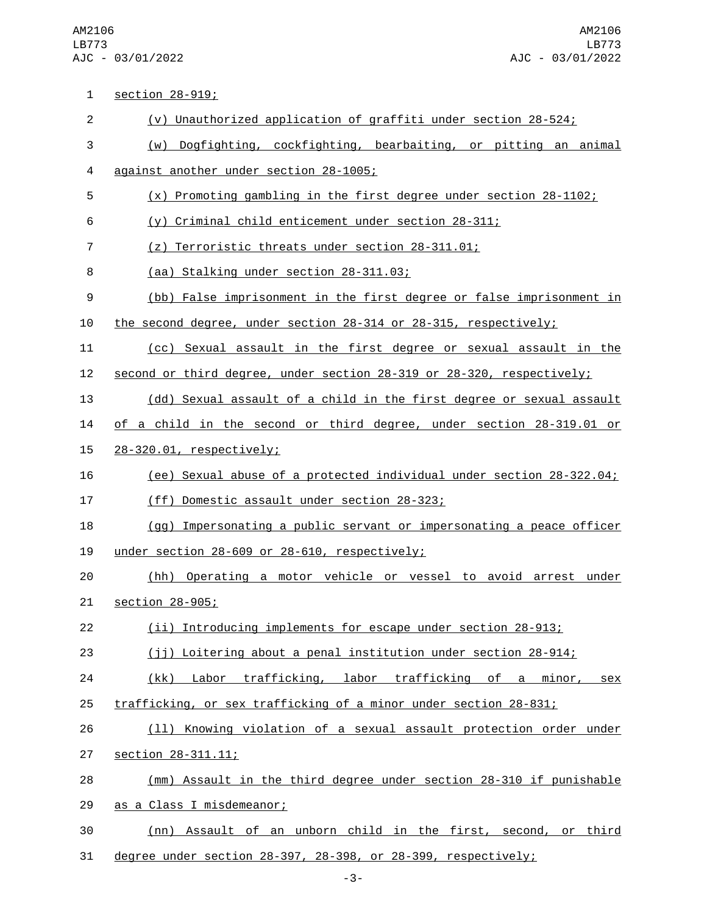section 28-919;

(v) Unauthorized application of graffiti under section 28-524;

(w) Dogfighting, cockfighting, bearbaiting, or pitting an animal against another under section 28-1005;

(x) Promoting gambling in the first degree under section 28-1102;

(y) Criminal child enticement under section 28-311;

(z) Terroristic threats under section 28-311.01;

(aa) Stalking under section 28-311.03;

(bb) False imprisonment in the first degree or false imprisonment in the second degree, under section 28-314 or 28-315, respectively;

(cc) Sexual assault in the first degree or sexual assault in the second or third degree, under section 28-319 or 28-320, respectively;

(dd) Sexual assault of a child in the first degree or sexual assault of a child in the second or third degree, under section 28-319.01 or 28-320.01, respectively;

(ee) Sexual abuse of a protected individual under section 28-322.04;

(ff) Domestic assault under section 28-323;

(gg) Impersonating a public servant or impersonating a peace officer under section 28-609 or 28-610, respectively;

(hh) Operating a motor vehicle or vessel to avoid arrest under section 28-905;

(ii) Introducing implements for escape under section 28-913;

(jj) Loitering about a penal institution under section 28-914;

(kk) Labor trafficking, labor trafficking of a minor, sex trafficking, or sex trafficking of a minor under section 28-831;

(ll) Knowing violation of a sexual assault protection order under section 28-311.11;

(mm) Assault in the third degree under section 28-310 if punishable as a Class I misdemeanor;

(nn) Assault of an unborn child in the first, second, or third degree under section 28-397, 28-398, or 28-399, respectively;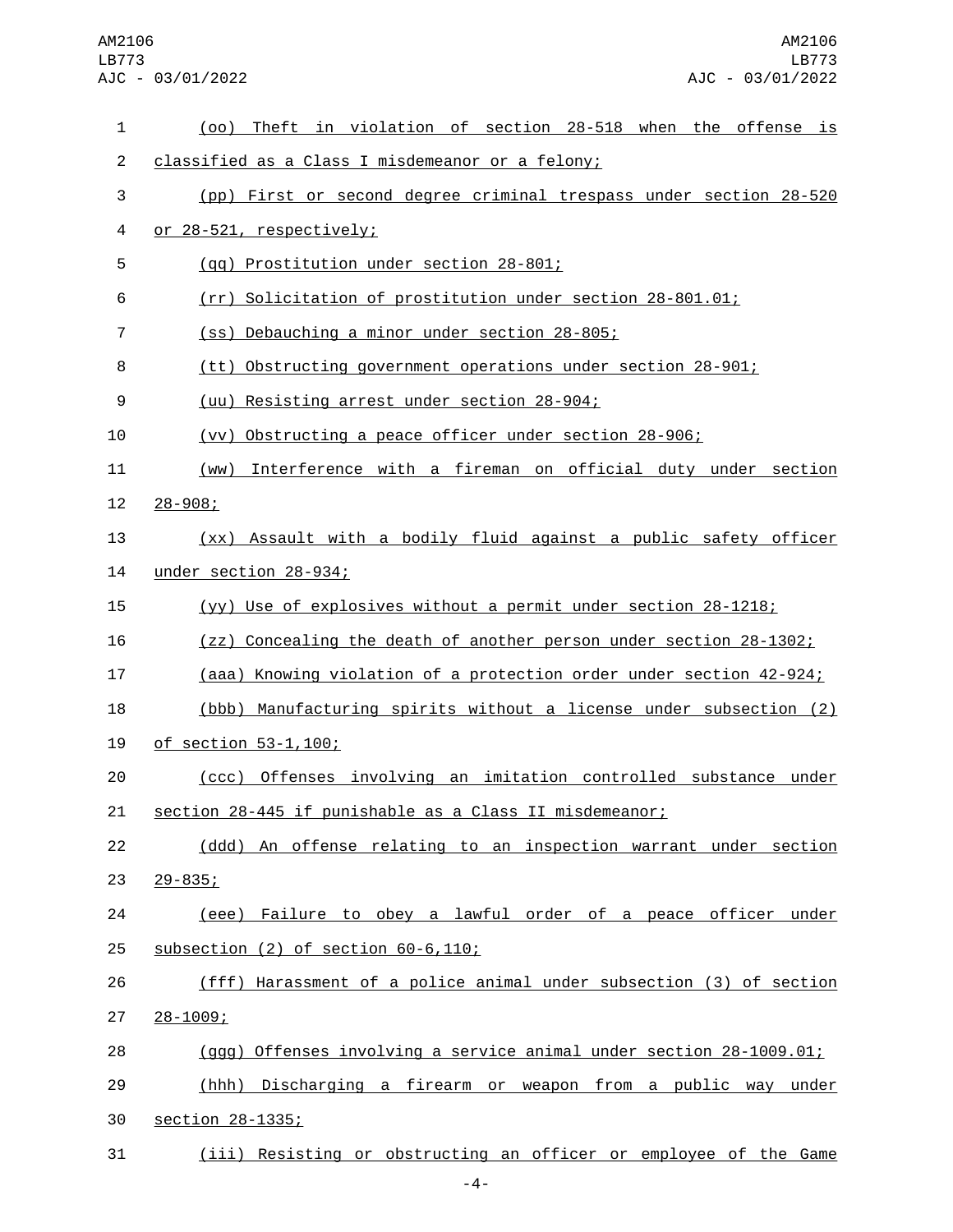(oo) Theft in violation of section 28-518 when the offense is classified as a Class I misdemeanor or a felony;

(pp) First or second degree criminal trespass under section 28-520 or 28-521, respectively;

(qq) Prostitution under section 28-801;

(rr) Solicitation of prostitution under section 28-801.01;

(ss) Debauching a minor under section 28-805;

(tt) Obstructing government operations under section 28-901;

(uu) Resisting arrest under section 28-904;

(vv) Obstructing a peace officer under section 28-906;

(ww) Interference with a fireman on official duty under section 28-908;

(xx) Assault with a bodily fluid against a public safety officer under section 28-934;

(yy) Use of explosives without a permit under section 28-1218;

(zz) Concealing the death of another person under section 28-1302;

(aaa) Knowing violation of a protection order under section 42-924;

(bbb) Manufacturing spirits without a license under subsection (2) of section 53-1,100;

(ccc) Offenses involving an imitation controlled substance under section 28-445 if punishable as a Class II misdemeanor;

(ddd) An offense relating to an inspection warrant under section 29-835;

(eee) Failure to obey a lawful order of a peace officer under subsection (2) of section 60-6,110;

(fff) Harassment of a police animal under subsection (3) of section 28-1009;

(ggg) Offenses involving a service animal under section 28-1009.01;

(hhh) Discharging a firearm or weapon from a public way under section 28-1335;

(iii) Resisting or obstructing an officer or employee of the Game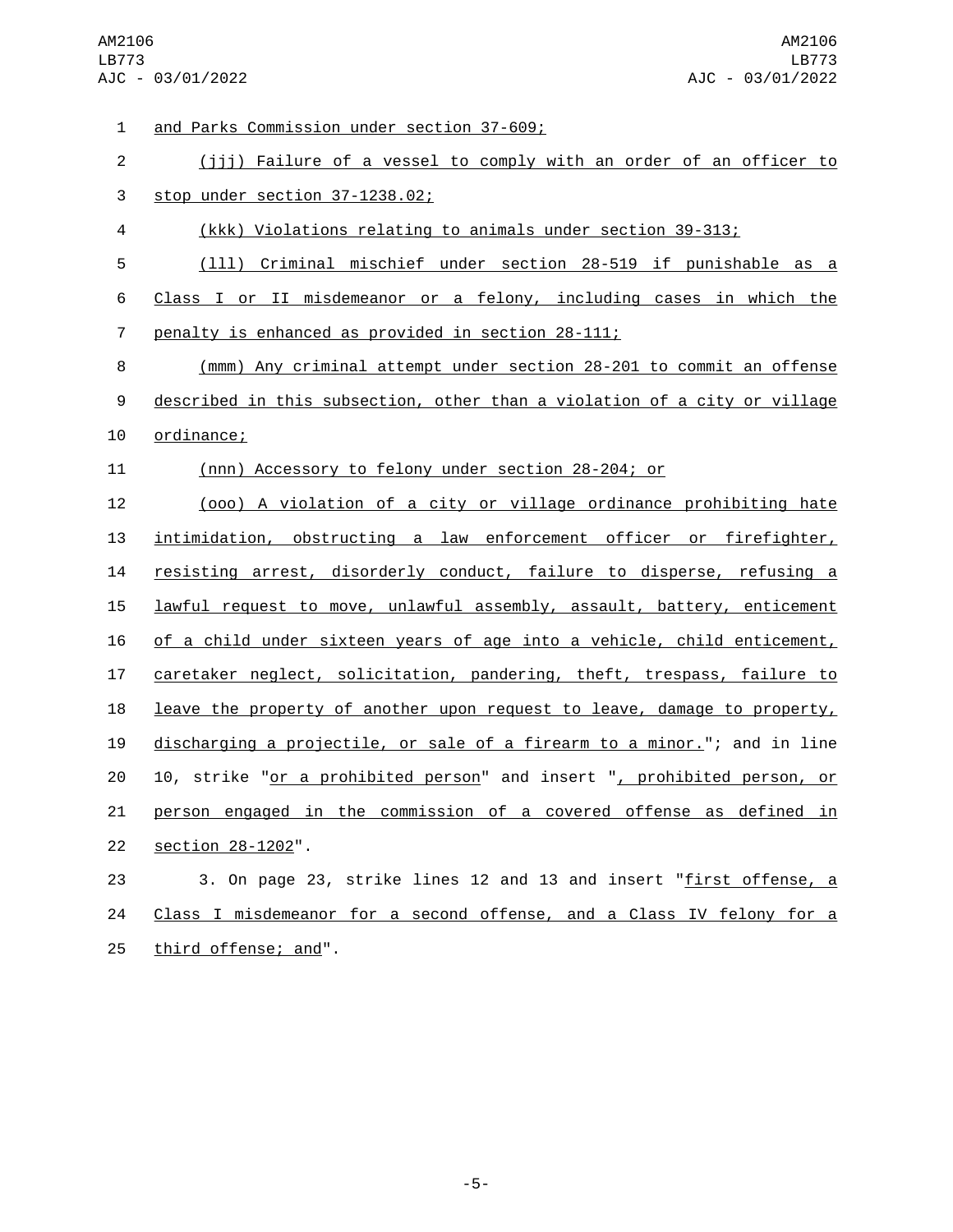and Parks Commission under section 37-609;

(jjj) Failure of a vessel to comply with an order of an officer to stop under section 37-1238.02;

(kkk) Violations relating to animals under section 39-313;

(lll) Criminal mischief under section 28-519 if punishable as a Class I or II misdemeanor or a felony, including cases in which the penalty is enhanced as provided in section 28-111;

(mmm) Any criminal attempt under section 28-201 to commit an offense described in this subsection, other than a violation of a city or village ordinance;

(nnn) Accessory to felony under section 28-204; or

(ooo) A violation of a city or village ordinance prohibiting hate intimidation, obstructing a law enforcement officer or firefighter, resisting arrest, disorderly conduct, failure to disperse, refusing a lawful request to move, unlawful assembly, assault, battery, enticement of a child under sixteen years of age into a vehicle, child enticement, caretaker neglect, solicitation, pandering, theft, trespass, failure to leave the property of another upon request to leave, damage to property, discharging a projectile, or sale of a firearm to a minor."; and in line 10, strike "or a prohibited person" and insert ", prohibited person, or person engaged in the commission of a covered offense as defined in section 28-1202".

3. On page 23, strike lines 12 and 13 and insert "first offense, a Class I misdemeanor for a second offense, and a Class IV felony for a third offense; and".